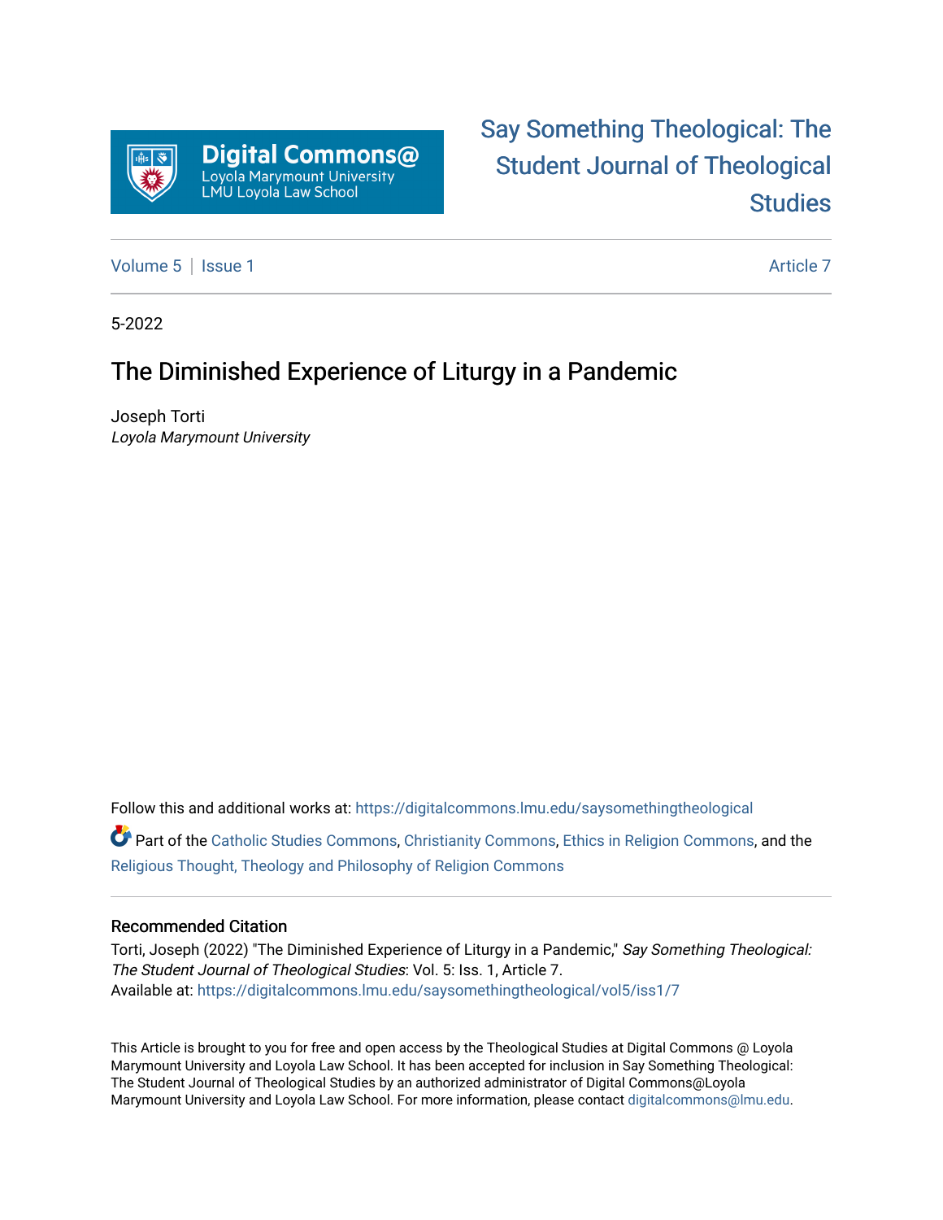Digital Commons@ Loyola Marymount University LMU Loyola Law School

[Say Something Theological: The Student Journal of Theological Studies](https://digitalcommons.lmu.edu/saysomethingtheological)

Volume 5 | Issue 1 — Article 7

5-2022

# The Diminished Experience of Liturgy in a Pandemic

Joseph Torti
*Loyola Marymount University*

Follow this and additional works at: https://digitalcommons.lmu.edu/saysomethingtheological

Part of the Catholic Studies Commons, Christianity Commons, Ethics in Religion Commons, and the Religious Thought, Theology and Philosophy of Religion Commons

### Recommended Citation

Torti, Joseph (2022) "The Diminished Experience of Liturgy in a Pandemic," *Say Something Theological: The Student Journal of Theological Studies*: Vol. 5: Iss. 1, Article 7.
Available at: https://digitalcommons.lmu.edu/saysomethingtheological/vol5/iss1/7

This Article is brought to you for free and open access by the Theological Studies at Digital Commons @ Loyola Marymount University and Loyola Law School. It has been accepted for inclusion in Say Something Theological: The Student Journal of Theological Studies by an authorized administrator of Digital Commons@Loyola Marymount University and Loyola Law School. For more information, please contact digitalcommons@lmu.edu.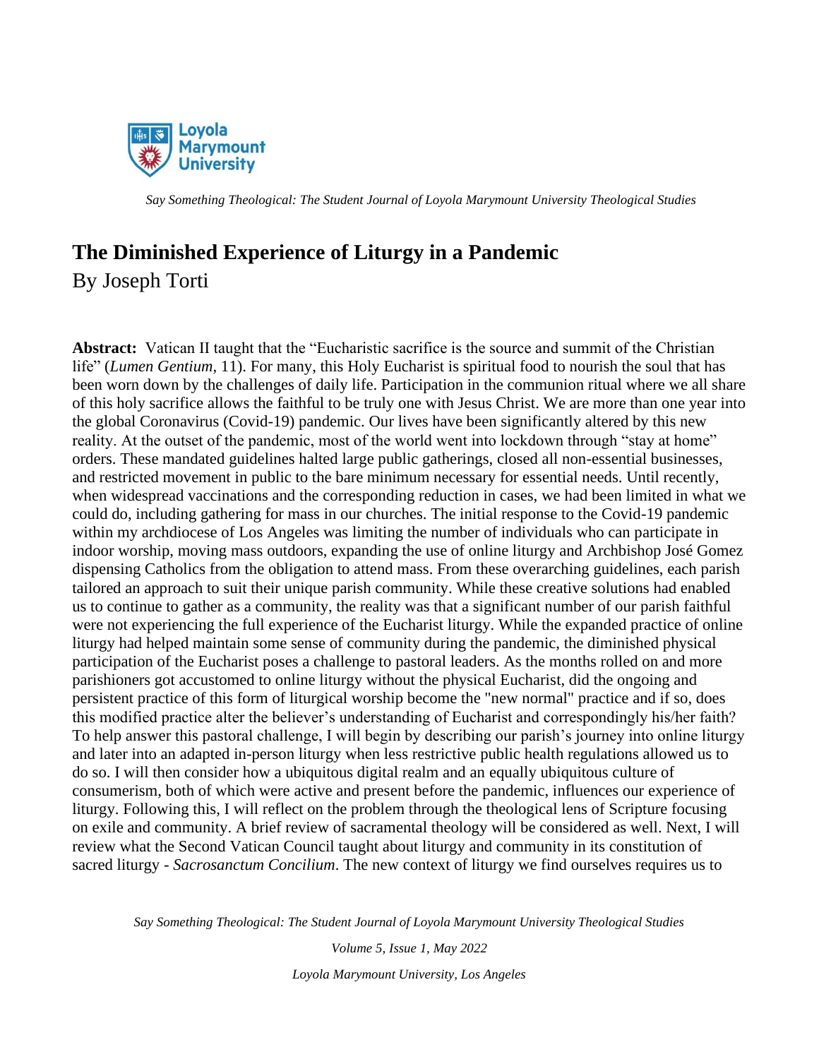# The Diminished Experience of Liturgy in a Pandemic

By Joseph Torti

**Abstract:** Vatican II taught that the "Eucharistic sacrifice is the source and summit of the Christian life" (*Lumen Gentium*, 11). For many, this Holy Eucharist is spiritual food to nourish the soul that has been worn down by the challenges of daily life. Participation in the communion ritual where we all share of this holy sacrifice allows the faithful to be truly one with Jesus Christ. We are more than one year into the global Coronavirus (Covid-19) pandemic. Our lives have been significantly altered by this new reality. At the outset of the pandemic, most of the world went into lockdown through "stay at home" orders. These mandated guidelines halted large public gatherings, closed all non-essential businesses, and restricted movement in public to the bare minimum necessary for essential needs. Until recently, when widespread vaccinations and the corresponding reduction in cases, we had been limited in what we could do, including gathering for mass in our churches. The initial response to the Covid-19 pandemic within my archdiocese of Los Angeles was limiting the number of individuals who can participate in indoor worship, moving mass outdoors, expanding the use of online liturgy and Archbishop José Gomez dispensing Catholics from the obligation to attend mass. From these overarching guidelines, each parish tailored an approach to suit their unique parish community. While these creative solutions had enabled us to continue to gather as a community, the reality was that a significant number of our parish faithful were not experiencing the full experience of the Eucharist liturgy. While the expanded practice of online liturgy had helped maintain some sense of community during the pandemic, the diminished physical participation of the Eucharist poses a challenge to pastoral leaders. As the months rolled on and more parishioners got accustomed to online liturgy without the physical Eucharist, did the ongoing and persistent practice of this form of liturgical worship become the "new normal" practice and if so, does this modified practice alter the believer's understanding of Eucharist and correspondingly his/her faith? To help answer this pastoral challenge, I will begin by describing our parish's journey into online liturgy and later into an adapted in-person liturgy when less restrictive public health regulations allowed us to do so. I will then consider how a ubiquitous digital realm and an equally ubiquitous culture of consumerism, both of which were active and present before the pandemic, influences our experience of liturgy. Following this, I will reflect on the problem through the theological lens of Scripture focusing on exile and community. A brief review of sacramental theology will be considered as well. Next, I will review what the Second Vatican Council taught about liturgy and community in its constitution of sacred liturgy - *Sacrosanctum Concilium*. The new context of liturgy we find ourselves requires us to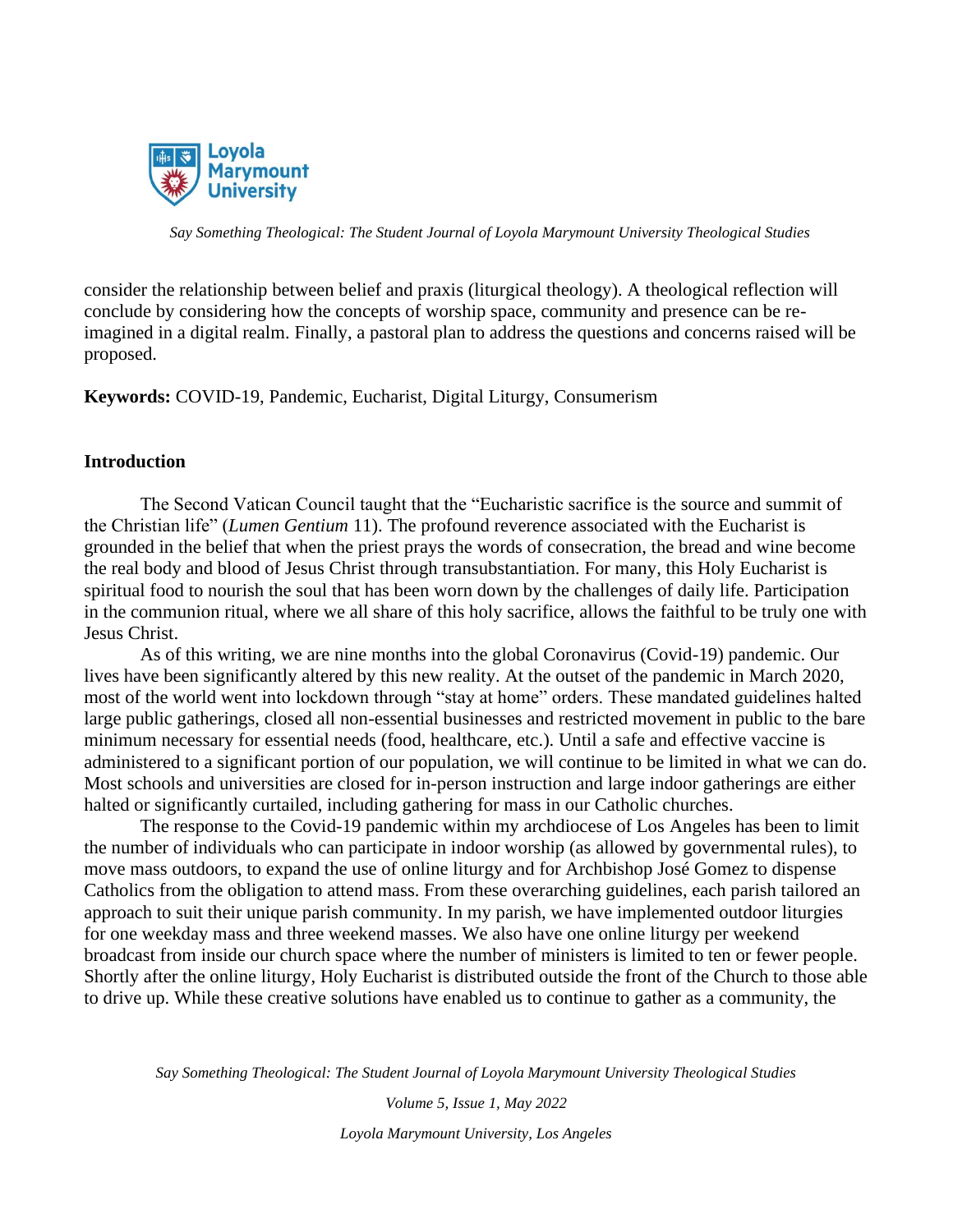consider the relationship between belief and praxis (liturgical theology). A theological reflection will conclude by considering how the concepts of worship space, community and presence can be re-imagined in a digital realm. Finally, a pastoral plan to address the questions and concerns raised will be proposed.

**Keywords:** COVID-19, Pandemic, Eucharist, Digital Liturgy, Consumerism

## Introduction

The Second Vatican Council taught that the "Eucharistic sacrifice is the source and summit of the Christian life" (*Lumen Gentium* 11). The profound reverence associated with the Eucharist is grounded in the belief that when the priest prays the words of consecration, the bread and wine become the real body and blood of Jesus Christ through transubstantiation. For many, this Holy Eucharist is spiritual food to nourish the soul that has been worn down by the challenges of daily life. Participation in the communion ritual, where we all share of this holy sacrifice, allows the faithful to be truly one with Jesus Christ.

As of this writing, we are nine months into the global Coronavirus (Covid-19) pandemic. Our lives have been significantly altered by this new reality. At the outset of the pandemic in March 2020, most of the world went into lockdown through "stay at home" orders. These mandated guidelines halted large public gatherings, closed all non-essential businesses and restricted movement in public to the bare minimum necessary for essential needs (food, healthcare, etc.). Until a safe and effective vaccine is administered to a significant portion of our population, we will continue to be limited in what we can do. Most schools and universities are closed for in-person instruction and large indoor gatherings are either halted or significantly curtailed, including gathering for mass in our Catholic churches.

The response to the Covid-19 pandemic within my archdiocese of Los Angeles has been to limit the number of individuals who can participate in indoor worship (as allowed by governmental rules), to move mass outdoors, to expand the use of online liturgy and for Archbishop José Gomez to dispense Catholics from the obligation to attend mass. From these overarching guidelines, each parish tailored an approach to suit their unique parish community. In my parish, we have implemented outdoor liturgies for one weekday mass and three weekend masses. We also have one online liturgy per weekend broadcast from inside our church space where the number of ministers is limited to ten or fewer people. Shortly after the online liturgy, Holy Eucharist is distributed outside the front of the Church to those able to drive up. While these creative solutions have enabled us to continue to gather as a community, the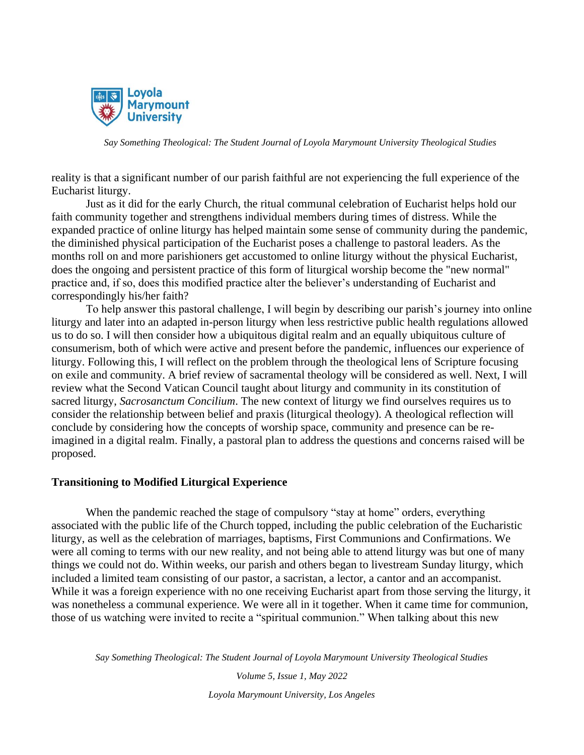reality is that a significant number of our parish faithful are not experiencing the full experience of the Eucharist liturgy.

Just as it did for the early Church, the ritual communal celebration of Eucharist helps hold our faith community together and strengthens individual members during times of distress. While the expanded practice of online liturgy has helped maintain some sense of community during the pandemic, the diminished physical participation of the Eucharist poses a challenge to pastoral leaders. As the months roll on and more parishioners get accustomed to online liturgy without the physical Eucharist, does the ongoing and persistent practice of this form of liturgical worship become the "new normal" practice and, if so, does this modified practice alter the believer's understanding of Eucharist and correspondingly his/her faith?

To help answer this pastoral challenge, I will begin by describing our parish's journey into online liturgy and later into an adapted in-person liturgy when less restrictive public health regulations allowed us to do so. I will then consider how a ubiquitous digital realm and an equally ubiquitous culture of consumerism, both of which were active and present before the pandemic, influences our experience of liturgy. Following this, I will reflect on the problem through the theological lens of Scripture focusing on exile and community. A brief review of sacramental theology will be considered as well. Next, I will review what the Second Vatican Council taught about liturgy and community in its constitution of sacred liturgy, *Sacrosanctum Concilium*. The new context of liturgy we find ourselves requires us to consider the relationship between belief and praxis (liturgical theology). A theological reflection will conclude by considering how the concepts of worship space, community and presence can be re-imagined in a digital realm. Finally, a pastoral plan to address the questions and concerns raised will be proposed.

## Transitioning to Modified Liturgical Experience

When the pandemic reached the stage of compulsory "stay at home" orders, everything associated with the public life of the Church topped, including the public celebration of the Eucharistic liturgy, as well as the celebration of marriages, baptisms, First Communions and Confirmations. We were all coming to terms with our new reality, and not being able to attend liturgy was but one of many things we could not do. Within weeks, our parish and others began to livestream Sunday liturgy, which included a limited team consisting of our pastor, a sacristan, a lector, a cantor and an accompanist. While it was a foreign experience with no one receiving Eucharist apart from those serving the liturgy, it was nonetheless a communal experience. We were all in it together. When it came time for communion, those of us watching were invited to recite a "spiritual communion." When talking about this new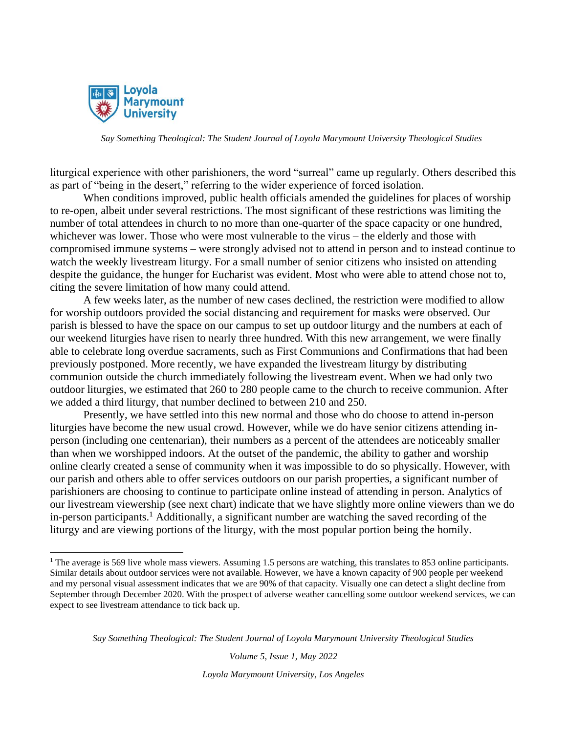liturgical experience with other parishioners, the word "surreal" came up regularly. Others described this as part of "being in the desert," referring to the wider experience of forced isolation.

When conditions improved, public health officials amended the guidelines for places of worship to re-open, albeit under several restrictions. The most significant of these restrictions was limiting the number of total attendees in church to no more than one-quarter of the space capacity or one hundred, whichever was lower. Those who were most vulnerable to the virus – the elderly and those with compromised immune systems – were strongly advised not to attend in person and to instead continue to watch the weekly livestream liturgy. For a small number of senior citizens who insisted on attending despite the guidance, the hunger for Eucharist was evident. Most who were able to attend chose not to, citing the severe limitation of how many could attend.

A few weeks later, as the number of new cases declined, the restriction were modified to allow for worship outdoors provided the social distancing and requirement for masks were observed. Our parish is blessed to have the space on our campus to set up outdoor liturgy and the numbers at each of our weekend liturgies have risen to nearly three hundred. With this new arrangement, we were finally able to celebrate long overdue sacraments, such as First Communions and Confirmations that had been previously postponed. More recently, we have expanded the livestream liturgy by distributing communion outside the church immediately following the livestream event. When we had only two outdoor liturgies, we estimated that 260 to 280 people came to the church to receive communion. After we added a third liturgy, that number declined to between 210 and 250.

Presently, we have settled into this new normal and those who do choose to attend in-person liturgies have become the new usual crowd. However, while we do have senior citizens attending in-person (including one centenarian), their numbers as a percent of the attendees are noticeably smaller than when we worshipped indoors. At the outset of the pandemic, the ability to gather and worship online clearly created a sense of community when it was impossible to do so physically. However, with our parish and others able to offer services outdoors on our parish properties, a significant number of parishioners are choosing to continue to participate online instead of attending in person. Analytics of our livestream viewership (see next chart) indicate that we have slightly more online viewers than we do in-person participants.[1] Additionally, a significant number are watching the saved recording of the liturgy and are viewing portions of the liturgy, with the most popular portion being the homily.

---

[1] The average is 569 live whole mass viewers. Assuming 1.5 persons are watching, this translates to 853 online participants. Similar details about outdoor services were not available. However, we have a known capacity of 900 people per weekend and my personal visual assessment indicates that we are 90% of that capacity. Visually one can detect a slight decline from September through December 2020. With the prospect of adverse weather cancelling some outdoor weekend services, we can expect to see livestream attendance to tick back up.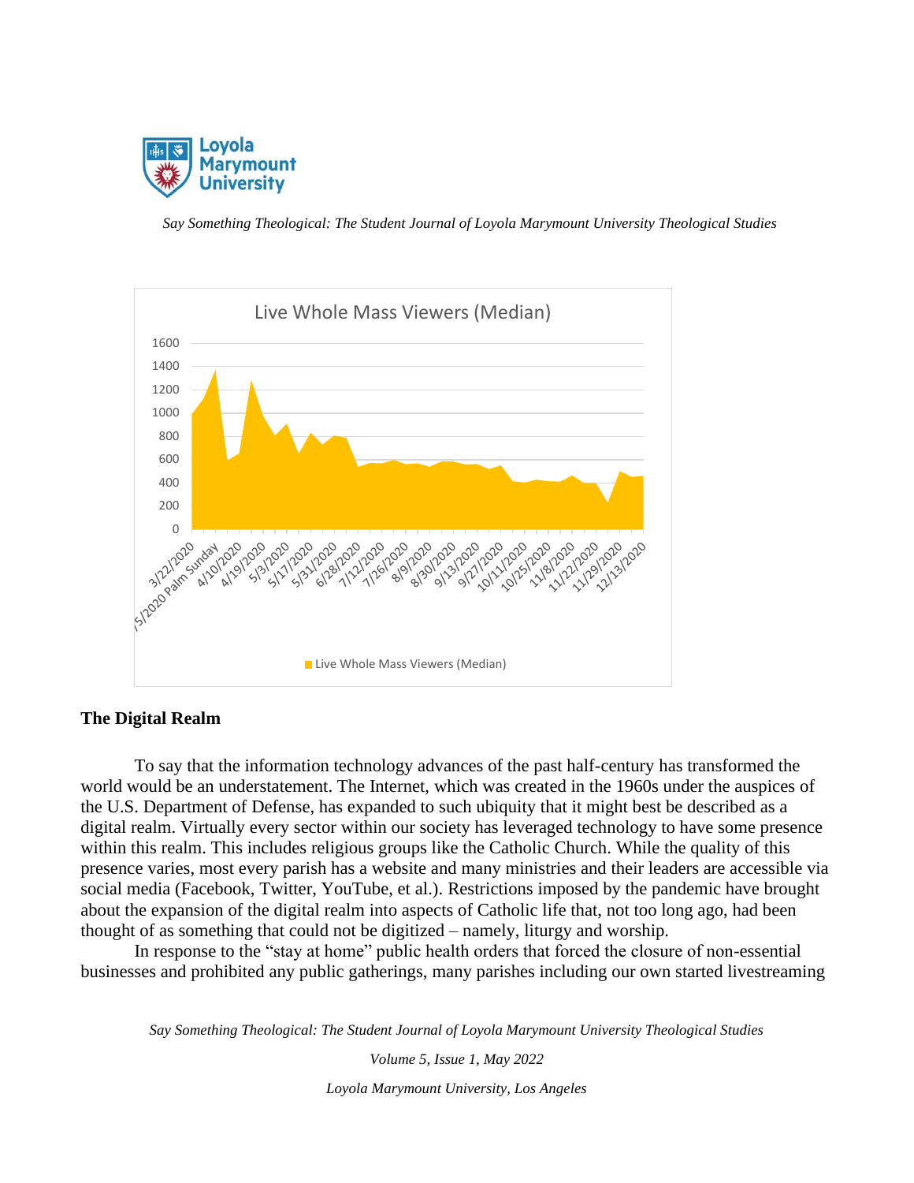## The Digital Realm

To say that the information technology advances of the past half-century has transformed the world would be an understatement. The Internet, which was created in the 1960s under the auspices of the U.S. Department of Defense, has expanded to such ubiquity that it might best be described as a digital realm. Virtually every sector within our society has leveraged technology to have some presence within this realm. This includes religious groups like the Catholic Church. While the quality of this presence varies, most every parish has a website and many ministries and their leaders are accessible via social media (Facebook, Twitter, YouTube, et al.). Restrictions imposed by the pandemic have brought about the expansion of the digital realm into aspects of Catholic life that, not too long ago, had been thought of as something that could not be digitized – namely, liturgy and worship.

In response to the "stay at home" public health orders that forced the closure of non-essential businesses and prohibited any public gatherings, many parishes including our own started livestreaming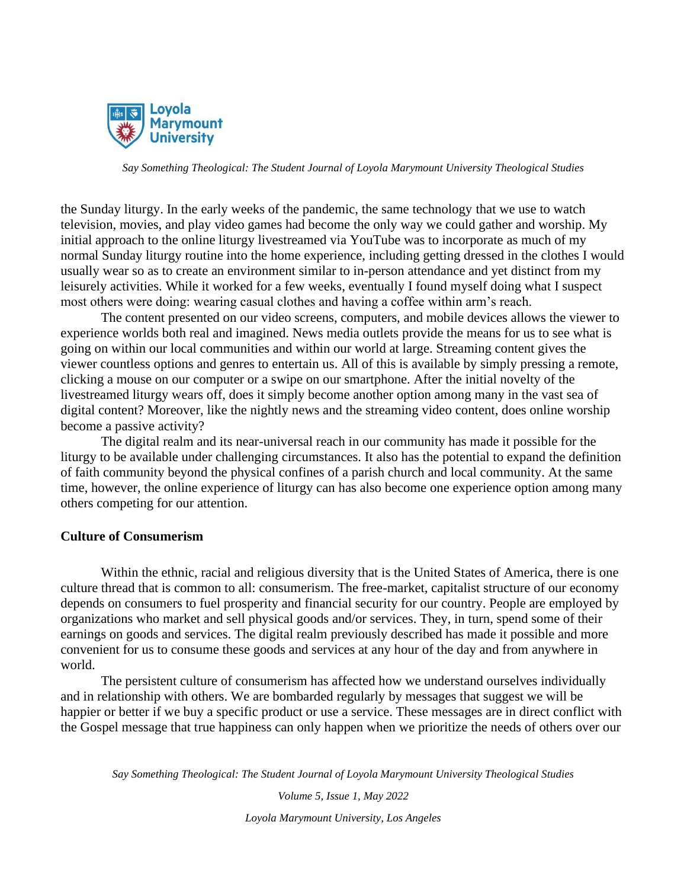the Sunday liturgy. In the early weeks of the pandemic, the same technology that we use to watch television, movies, and play video games had become the only way we could gather and worship. My initial approach to the online liturgy livestreamed via YouTube was to incorporate as much of my normal Sunday liturgy routine into the home experience, including getting dressed in the clothes I would usually wear so as to create an environment similar to in-person attendance and yet distinct from my leisurely activities. While it worked for a few weeks, eventually I found myself doing what I suspect most others were doing: wearing casual clothes and having a coffee within arm's reach.

The content presented on our video screens, computers, and mobile devices allows the viewer to experience worlds both real and imagined. News media outlets provide the means for us to see what is going on within our local communities and within our world at large. Streaming content gives the viewer countless options and genres to entertain us. All of this is available by simply pressing a remote, clicking a mouse on our computer or a swipe on our smartphone. After the initial novelty of the livestreamed liturgy wears off, does it simply become another option among many in the vast sea of digital content? Moreover, like the nightly news and the streaming video content, does online worship become a passive activity?

The digital realm and its near-universal reach in our community has made it possible for the liturgy to be available under challenging circumstances. It also has the potential to expand the definition of faith community beyond the physical confines of a parish church and local community. At the same time, however, the online experience of liturgy can has also become one experience option among many others competing for our attention.

**Culture of Consumerism**

Within the ethnic, racial and religious diversity that is the United States of America, there is one culture thread that is common to all: consumerism. The free-market, capitalist structure of our economy depends on consumers to fuel prosperity and financial security for our country. People are employed by organizations who market and sell physical goods and/or services. They, in turn, spend some of their earnings on goods and services. The digital realm previously described has made it possible and more convenient for us to consume these goods and services at any hour of the day and from anywhere in world.

The persistent culture of consumerism has affected how we understand ourselves individually and in relationship with others. We are bombarded regularly by messages that suggest we will be happier or better if we buy a specific product or use a service. These messages are in direct conflict with the Gospel message that true happiness can only happen when we prioritize the needs of others over our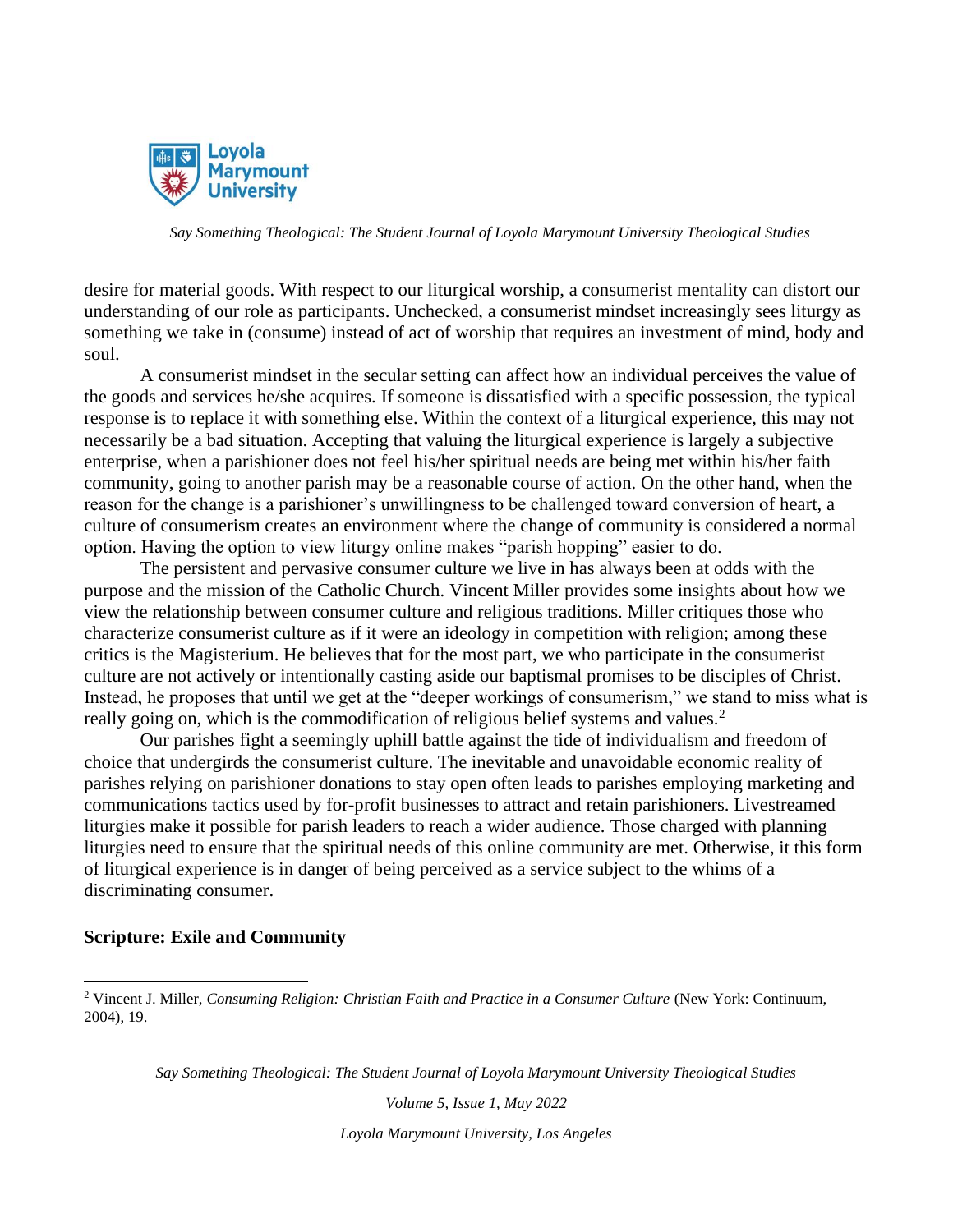desire for material goods. With respect to our liturgical worship, a consumerist mentality can distort our understanding of our role as participants. Unchecked, a consumerist mindset increasingly sees liturgy as something we take in (consume) instead of act of worship that requires an investment of mind, body and soul.

A consumerist mindset in the secular setting can affect how an individual perceives the value of the goods and services he/she acquires. If someone is dissatisfied with a specific possession, the typical response is to replace it with something else. Within the context of a liturgical experience, this may not necessarily be a bad situation. Accepting that valuing the liturgical experience is largely a subjective enterprise, when a parishioner does not feel his/her spiritual needs are being met within his/her faith community, going to another parish may be a reasonable course of action. On the other hand, when the reason for the change is a parishioner's unwillingness to be challenged toward conversion of heart, a culture of consumerism creates an environment where the change of community is considered a normal option. Having the option to view liturgy online makes "parish hopping" easier to do.

The persistent and pervasive consumer culture we live in has always been at odds with the purpose and the mission of the Catholic Church. Vincent Miller provides some insights about how we view the relationship between consumer culture and religious traditions. Miller critiques those who characterize consumerist culture as if it were an ideology in competition with religion; among these critics is the Magisterium. He believes that for the most part, we who participate in the consumerist culture are not actively or intentionally casting aside our baptismal promises to be disciples of Christ. Instead, he proposes that until we get at the "deeper workings of consumerism," we stand to miss what is really going on, which is the commodification of religious belief systems and values.[2]

Our parishes fight a seemingly uphill battle against the tide of individualism and freedom of choice that undergirds the consumerist culture. The inevitable and unavoidable economic reality of parishes relying on parishioner donations to stay open often leads to parishes employing marketing and communications tactics used by for-profit businesses to attract and retain parishioners. Livestreamed liturgies make it possible for parish leaders to reach a wider audience. Those charged with planning liturgies need to ensure that the spiritual needs of this online community are met. Otherwise, it this form of liturgical experience is in danger of being perceived as a service subject to the whims of a discriminating consumer.

**Scripture: Exile and Community**

---

[2] Vincent J. Miller, *Consuming Religion: Christian Faith and Practice in a Consumer Culture* (New York: Continuum, 2004), 19.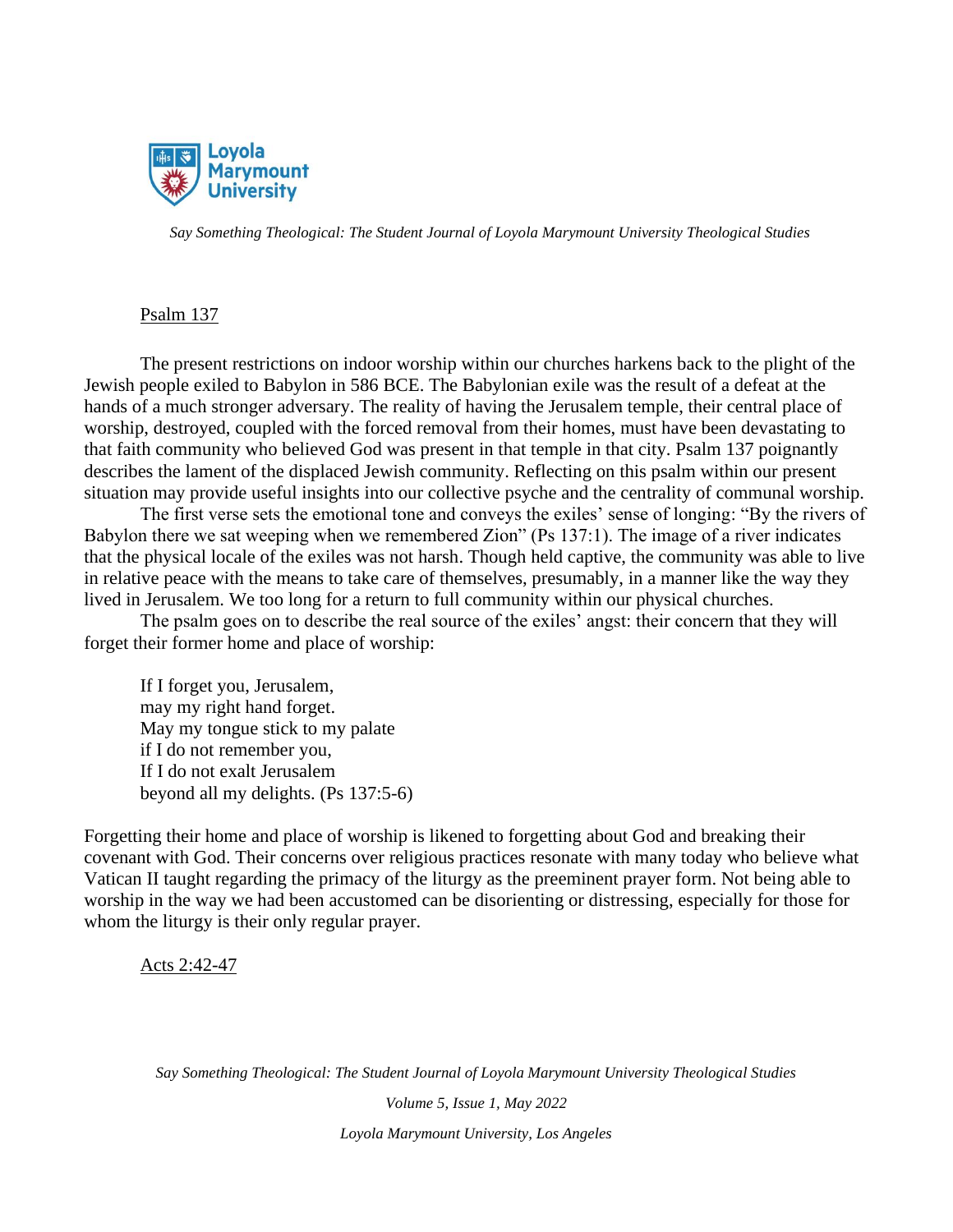Psalm 137

The present restrictions on indoor worship within our churches harkens back to the plight of the Jewish people exiled to Babylon in 586 BCE. The Babylonian exile was the result of a defeat at the hands of a much stronger adversary. The reality of having the Jerusalem temple, their central place of worship, destroyed, coupled with the forced removal from their homes, must have been devastating to that faith community who believed God was present in that temple in that city. Psalm 137 poignantly describes the lament of the displaced Jewish community. Reflecting on this psalm within our present situation may provide useful insights into our collective psyche and the centrality of communal worship.

The first verse sets the emotional tone and conveys the exiles' sense of longing: "By the rivers of Babylon there we sat weeping when we remembered Zion" (Ps 137:1). The image of a river indicates that the physical locale of the exiles was not harsh. Though held captive, the community was able to live in relative peace with the means to take care of themselves, presumably, in a manner like the way they lived in Jerusalem. We too long for a return to full community within our physical churches.

The psalm goes on to describe the real source of the exiles' angst: their concern that they will forget their former home and place of worship:

> If I forget you, Jerusalem,
> may my right hand forget.
> May my tongue stick to my palate
> if I do not remember you,
> If I do not exalt Jerusalem
> beyond all my delights. (Ps 137:5-6)

Forgetting their home and place of worship is likened to forgetting about God and breaking their covenant with God. Their concerns over religious practices resonate with many today who believe what Vatican II taught regarding the primacy of the liturgy as the preeminent prayer form. Not being able to worship in the way we had been accustomed can be disorienting or distressing, especially for those for whom the liturgy is their only regular prayer.

Acts 2:42-47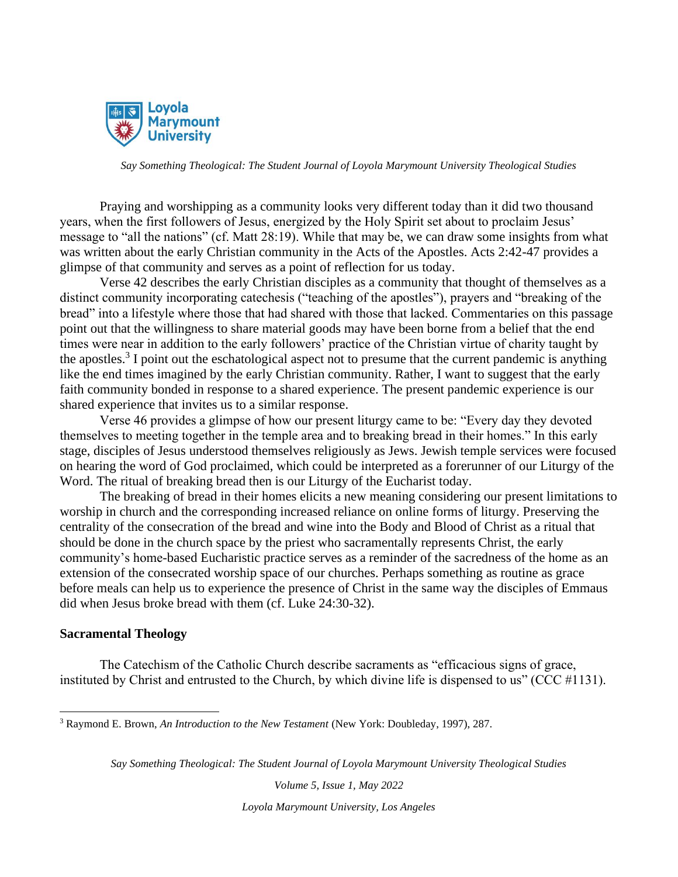Praying and worshipping as a community looks very different today than it did two thousand years, when the first followers of Jesus, energized by the Holy Spirit set about to proclaim Jesus' message to "all the nations" (cf. Matt 28:19). While that may be, we can draw some insights from what was written about the early Christian community in the Acts of the Apostles. Acts 2:42-47 provides a glimpse of that community and serves as a point of reflection for us today.

Verse 42 describes the early Christian disciples as a community that thought of themselves as a distinct community incorporating catechesis ("teaching of the apostles"), prayers and "breaking of the bread" into a lifestyle where those that had shared with those that lacked. Commentaries on this passage point out that the willingness to share material goods may have been borne from a belief that the end times were near in addition to the early followers' practice of the Christian virtue of charity taught by the apostles.[3] I point out the eschatological aspect not to presume that the current pandemic is anything like the end times imagined by the early Christian community. Rather, I want to suggest that the early faith community bonded in response to a shared experience. The present pandemic experience is our shared experience that invites us to a similar response.

Verse 46 provides a glimpse of how our present liturgy came to be: "Every day they devoted themselves to meeting together in the temple area and to breaking bread in their homes." In this early stage, disciples of Jesus understood themselves religiously as Jews. Jewish temple services were focused on hearing the word of God proclaimed, which could be interpreted as a forerunner of our Liturgy of the Word. The ritual of breaking bread then is our Liturgy of the Eucharist today.

The breaking of bread in their homes elicits a new meaning considering our present limitations to worship in church and the corresponding increased reliance on online forms of liturgy. Preserving the centrality of the consecration of the bread and wine into the Body and Blood of Christ as a ritual that should be done in the church space by the priest who sacramentally represents Christ, the early community's home-based Eucharistic practice serves as a reminder of the sacredness of the home as an extension of the consecrated worship space of our churches. Perhaps something as routine as grace before meals can help us to experience the presence of Christ in the same way the disciples of Emmaus did when Jesus broke bread with them (cf. Luke 24:30-32).

## Sacramental Theology

The Catechism of the Catholic Church describe sacraments as "efficacious signs of grace, instituted by Christ and entrusted to the Church, by which divine life is dispensed to us" (CCC #1131).

---

[3] Raymond E. Brown, *An Introduction to the New Testament* (New York: Doubleday, 1997), 287.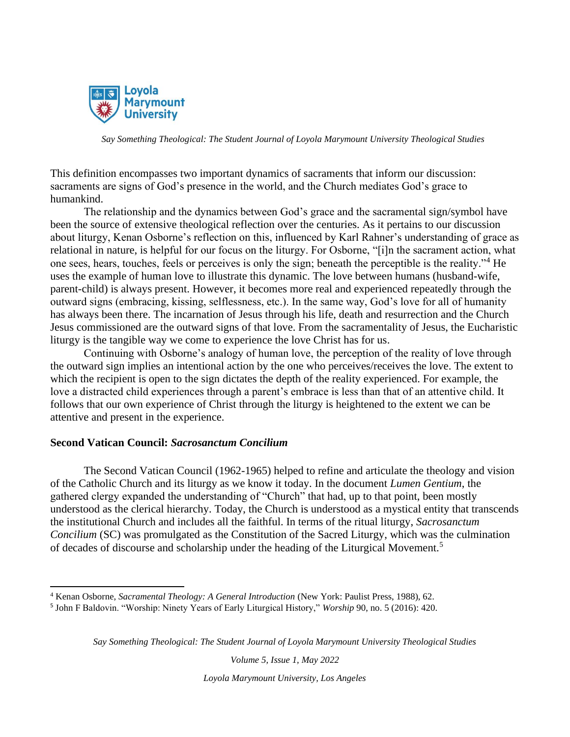This definition encompasses two important dynamics of sacraments that inform our discussion: sacraments are signs of God's presence in the world, and the Church mediates God's grace to humankind.

The relationship and the dynamics between God's grace and the sacramental sign/symbol have been the source of extensive theological reflection over the centuries. As it pertains to our discussion about liturgy, Kenan Osborne's reflection on this, influenced by Karl Rahner's understanding of grace as relational in nature, is helpful for our focus on the liturgy. For Osborne, "[i]n the sacrament action, what one sees, hears, touches, feels or perceives is only the sign; beneath the perceptible is the reality."[4] He uses the example of human love to illustrate this dynamic. The love between humans (husband-wife, parent-child) is always present. However, it becomes more real and experienced repeatedly through the outward signs (embracing, kissing, selflessness, etc.). In the same way, God's love for all of humanity has always been there. The incarnation of Jesus through his life, death and resurrection and the Church Jesus commissioned are the outward signs of that love. From the sacramentality of Jesus, the Eucharistic liturgy is the tangible way we come to experience the love Christ has for us.

Continuing with Osborne's analogy of human love, the perception of the reality of love through the outward sign implies an intentional action by the one who perceives/receives the love. The extent to which the recipient is open to the sign dictates the depth of the reality experienced. For example, the love a distracted child experiences through a parent's embrace is less than that of an attentive child. It follows that our own experience of Christ through the liturgy is heightened to the extent we can be attentive and present in the experience.

## Second Vatican Council: *Sacrosanctum Concilium*

The Second Vatican Council (1962-1965) helped to refine and articulate the theology and vision of the Catholic Church and its liturgy as we know it today. In the document *Lumen Gentium*, the gathered clergy expanded the understanding of "Church" that had, up to that point, been mostly understood as the clerical hierarchy. Today, the Church is understood as a mystical entity that transcends the institutional Church and includes all the faithful. In terms of the ritual liturgy, *Sacrosanctum Concilium* (SC) was promulgated as the Constitution of the Sacred Liturgy, which was the culmination of decades of discourse and scholarship under the heading of the Liturgical Movement.[5]

---

[4] Kenan Osborne, *Sacramental Theology: A General Introduction* (New York: Paulist Press, 1988), 62.

[5] John F Baldovin. "Worship: Ninety Years of Early Liturgical History," *Worship* 90, no. 5 (2016): 420.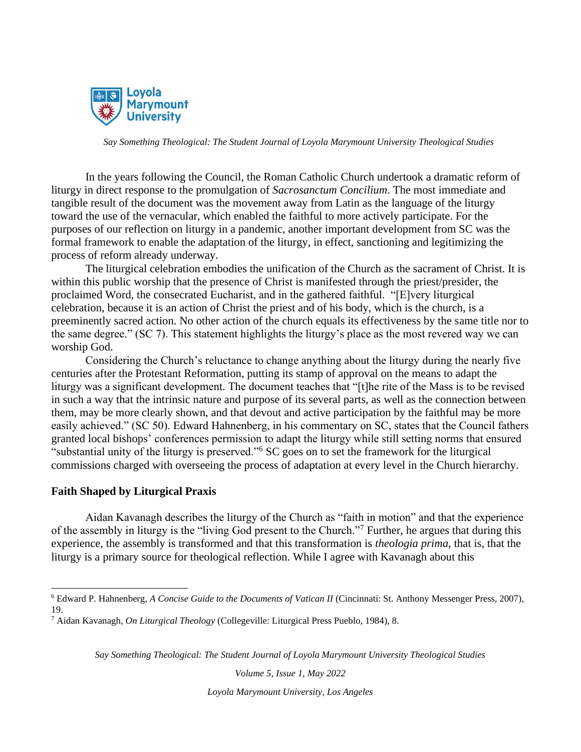In the years following the Council, the Roman Catholic Church undertook a dramatic reform of liturgy in direct response to the promulgation of *Sacrosanctum Concilium*. The most immediate and tangible result of the document was the movement away from Latin as the language of the liturgy toward the use of the vernacular, which enabled the faithful to more actively participate. For the purposes of our reflection on liturgy in a pandemic, another important development from SC was the formal framework to enable the adaptation of the liturgy, in effect, sanctioning and legitimizing the process of reform already underway.

The liturgical celebration embodies the unification of the Church as the sacrament of Christ. It is within this public worship that the presence of Christ is manifested through the priest/presider, the proclaimed Word, the consecrated Eucharist, and in the gathered faithful. "[E]very liturgical celebration, because it is an action of Christ the priest and of his body, which is the church, is a preeminently sacred action. No other action of the church equals its effectiveness by the same title nor to the same degree." (SC 7). This statement highlights the liturgy's place as the most revered way we can worship God.

Considering the Church's reluctance to change anything about the liturgy during the nearly five centuries after the Protestant Reformation, putting its stamp of approval on the means to adapt the liturgy was a significant development. The document teaches that "[t]he rite of the Mass is to be revised in such a way that the intrinsic nature and purpose of its several parts, as well as the connection between them, may be more clearly shown, and that devout and active participation by the faithful may be more easily achieved." (SC 50). Edward Hahnenberg, in his commentary on SC, states that the Council fathers granted local bishops' conferences permission to adapt the liturgy while still setting norms that ensured "substantial unity of the liturgy is preserved."[6] SC goes on to set the framework for the liturgical commissions charged with overseeing the process of adaptation at every level in the Church hierarchy.

## Faith Shaped by Liturgical Praxis

Aidan Kavanagh describes the liturgy of the Church as "faith in motion" and that the experience of the assembly in liturgy is the "living God present to the Church."[7] Further, he argues that during this experience, the assembly is transformed and that this transformation is *theologia prima*, that is, that the liturgy is a primary source for theological reflection. While I agree with Kavanagh about this

---

[6] Edward P. Hahnenberg, *A Concise Guide to the Documents of Vatican II* (Cincinnati: St. Anthony Messenger Press, 2007), 19.

[7] Aidan Kavanagh, *On Liturgical Theology* (Collegeville: Liturgical Press Pueblo, 1984), 8.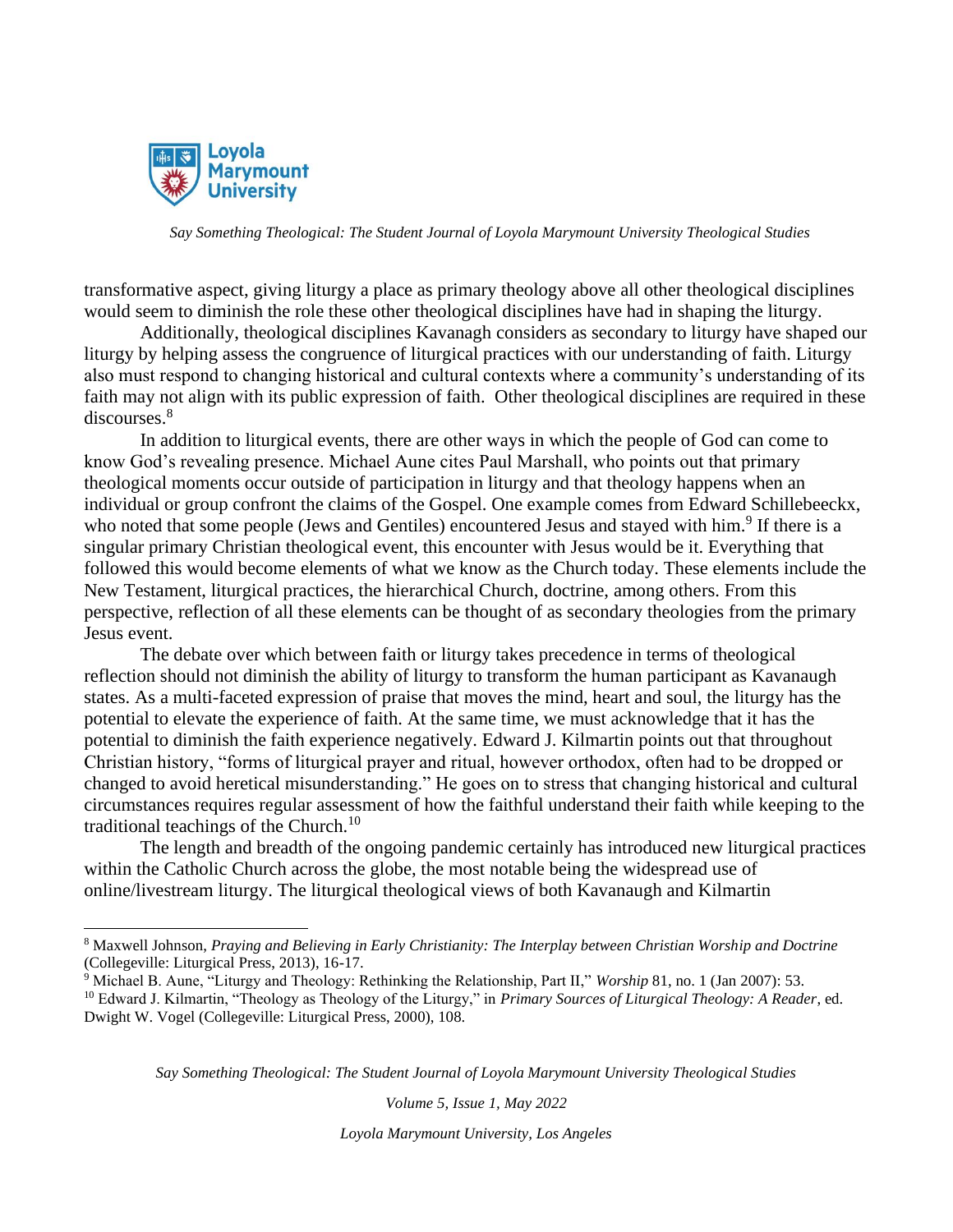transformative aspect, giving liturgy a place as primary theology above all other theological disciplines would seem to diminish the role these other theological disciplines have had in shaping the liturgy.

Additionally, theological disciplines Kavanagh considers as secondary to liturgy have shaped our liturgy by helping assess the congruence of liturgical practices with our understanding of faith. Liturgy also must respond to changing historical and cultural contexts where a community's understanding of its faith may not align with its public expression of faith. Other theological disciplines are required in these discourses.[8]

In addition to liturgical events, there are other ways in which the people of God can come to know God's revealing presence. Michael Aune cites Paul Marshall, who points out that primary theological moments occur outside of participation in liturgy and that theology happens when an individual or group confront the claims of the Gospel. One example comes from Edward Schillebeeckx, who noted that some people (Jews and Gentiles) encountered Jesus and stayed with him.[9] If there is a singular primary Christian theological event, this encounter with Jesus would be it. Everything that followed this would become elements of what we know as the Church today. These elements include the New Testament, liturgical practices, the hierarchical Church, doctrine, among others. From this perspective, reflection of all these elements can be thought of as secondary theologies from the primary Jesus event.

The debate over which between faith or liturgy takes precedence in terms of theological reflection should not diminish the ability of liturgy to transform the human participant as Kavanaugh states. As a multi-faceted expression of praise that moves the mind, heart and soul, the liturgy has the potential to elevate the experience of faith. At the same time, we must acknowledge that it has the potential to diminish the faith experience negatively. Edward J. Kilmartin points out that throughout Christian history, "forms of liturgical prayer and ritual, however orthodox, often had to be dropped or changed to avoid heretical misunderstanding." He goes on to stress that changing historical and cultural circumstances requires regular assessment of how the faithful understand their faith while keeping to the traditional teachings of the Church.[10]

The length and breadth of the ongoing pandemic certainly has introduced new liturgical practices within the Catholic Church across the globe, the most notable being the widespread use of online/livestream liturgy. The liturgical theological views of both Kavanaugh and Kilmartin

---

[8] Maxwell Johnson, *Praying and Believing in Early Christianity: The Interplay between Christian Worship and Doctrine* (Collegeville: Liturgical Press, 2013), 16-17.

[9] Michael B. Aune, "Liturgy and Theology: Rethinking the Relationship, Part II," *Worship* 81, no. 1 (Jan 2007): 53.

[10] Edward J. Kilmartin, "Theology as Theology of the Liturgy," in *Primary Sources of Liturgical Theology: A Reader*, ed. Dwight W. Vogel (Collegeville: Liturgical Press, 2000), 108.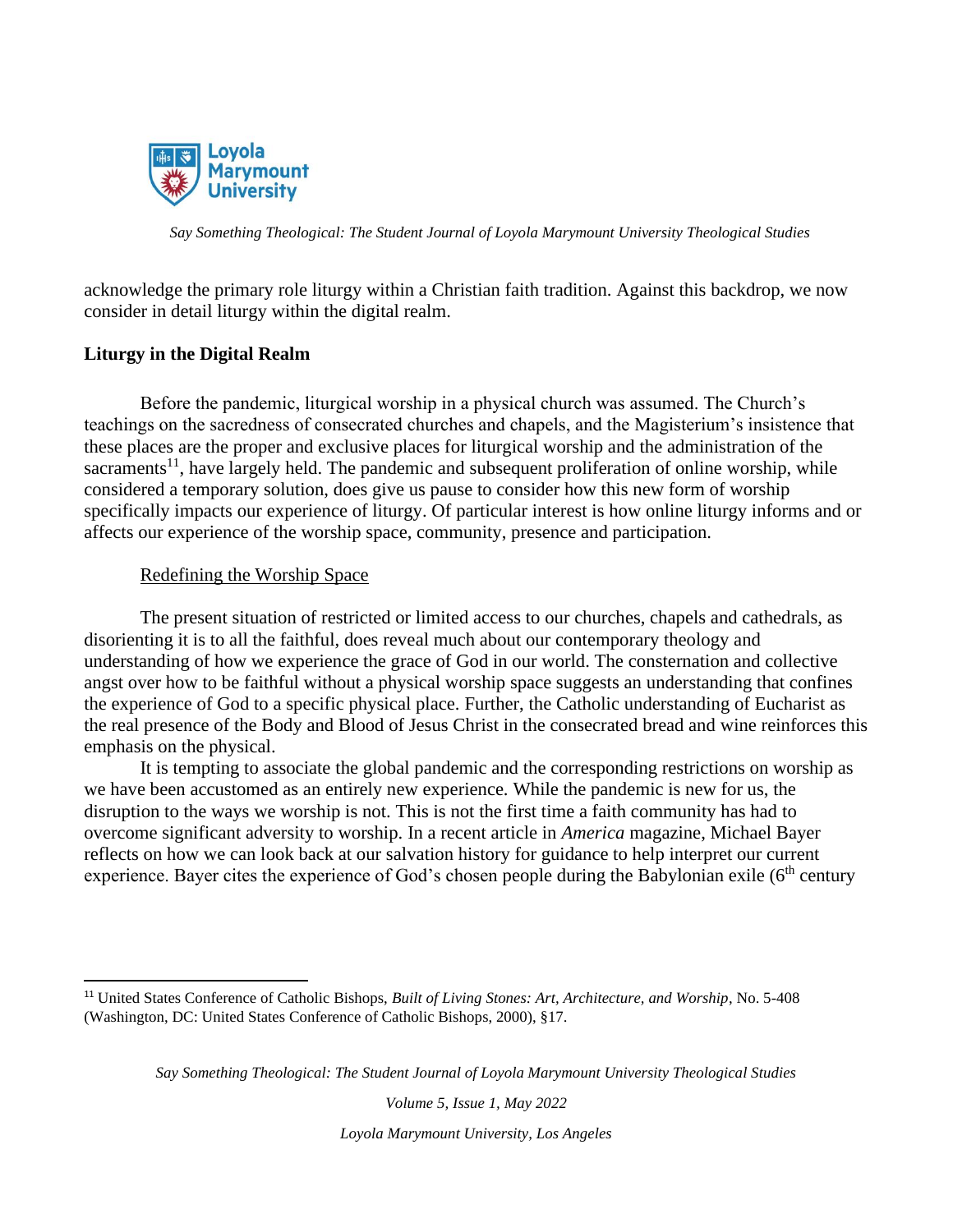acknowledge the primary role liturgy within a Christian faith tradition. Against this backdrop, we now consider in detail liturgy within the digital realm.

## Liturgy in the Digital Realm

Before the pandemic, liturgical worship in a physical church was assumed. The Church's teachings on the sacredness of consecrated churches and chapels, and the Magisterium's insistence that these places are the proper and exclusive places for liturgical worship and the administration of the sacraments[11], have largely held. The pandemic and subsequent proliferation of online worship, while considered a temporary solution, does give us pause to consider how this new form of worship specifically impacts our experience of liturgy. Of particular interest is how online liturgy informs and or affects our experience of the worship space, community, presence and participation.

### Redefining the Worship Space

The present situation of restricted or limited access to our churches, chapels and cathedrals, as disorienting it is to all the faithful, does reveal much about our contemporary theology and understanding of how we experience the grace of God in our world. The consternation and collective angst over how to be faithful without a physical worship space suggests an understanding that confines the experience of God to a specific physical place. Further, the Catholic understanding of Eucharist as the real presence of the Body and Blood of Jesus Christ in the consecrated bread and wine reinforces this emphasis on the physical.

It is tempting to associate the global pandemic and the corresponding restrictions on worship as we have been accustomed as an entirely new experience. While the pandemic is new for us, the disruption to the ways we worship is not. This is not the first time a faith community has had to overcome significant adversity to worship. In a recent article in *America* magazine, Michael Bayer reflects on how we can look back at our salvation history for guidance to help interpret our current experience. Bayer cites the experience of God's chosen people during the Babylonian exile (6th century

---

[11] United States Conference of Catholic Bishops, *Built of Living Stones: Art, Architecture, and Worship*, No. 5-408 (Washington, DC: United States Conference of Catholic Bishops, 2000), §17.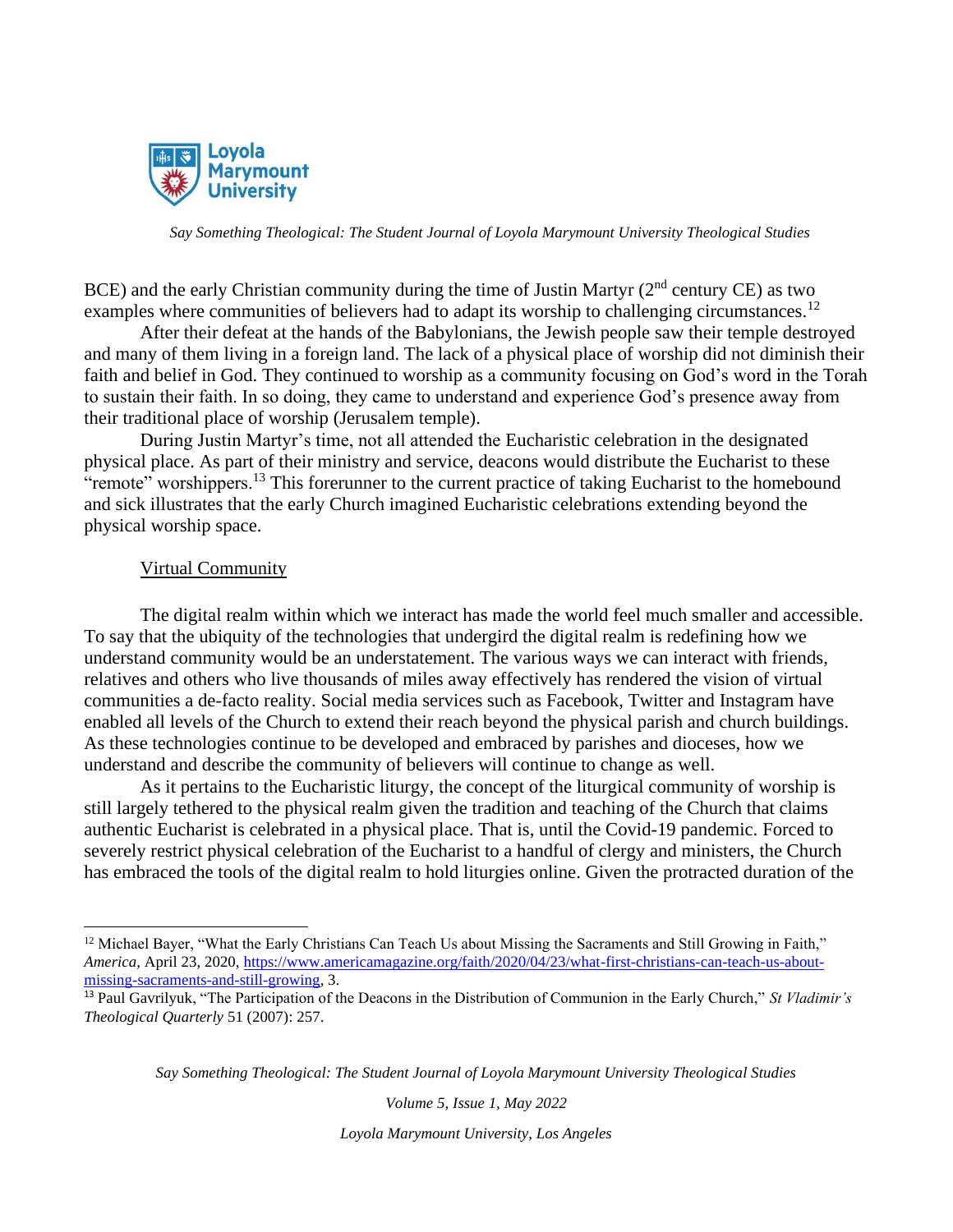BCE) and the early Christian community during the time of Justin Martyr (2nd century CE) as two examples where communities of believers had to adapt its worship to challenging circumstances.[12]

After their defeat at the hands of the Babylonians, the Jewish people saw their temple destroyed and many of them living in a foreign land. The lack of a physical place of worship did not diminish their faith and belief in God. They continued to worship as a community focusing on God's word in the Torah to sustain their faith. In so doing, they came to understand and experience God's presence away from their traditional place of worship (Jerusalem temple).

During Justin Martyr's time, not all attended the Eucharistic celebration in the designated physical place. As part of their ministry and service, deacons would distribute the Eucharist to these "remote" worshippers.[13] This forerunner to the current practice of taking Eucharist to the homebound and sick illustrates that the early Church imagined Eucharistic celebrations extending beyond the physical worship space.

<u>Virtual Community</u>

The digital realm within which we interact has made the world feel much smaller and accessible. To say that the ubiquity of the technologies that undergird the digital realm is redefining how we understand community would be an understatement. The various ways we can interact with friends, relatives and others who live thousands of miles away effectively has rendered the vision of virtual communities a de-facto reality. Social media services such as Facebook, Twitter and Instagram have enabled all levels of the Church to extend their reach beyond the physical parish and church buildings. As these technologies continue to be developed and embraced by parishes and dioceses, how we understand and describe the community of believers will continue to change as well.

As it pertains to the Eucharistic liturgy, the concept of the liturgical community of worship is still largely tethered to the physical realm given the tradition and teaching of the Church that claims authentic Eucharist is celebrated in a physical place. That is, until the Covid-19 pandemic. Forced to severely restrict physical celebration of the Eucharist to a handful of clergy and ministers, the Church has embraced the tools of the digital realm to hold liturgies online. Given the protracted duration of the

---

[12] Michael Bayer, "What the Early Christians Can Teach Us about Missing the Sacraments and Still Growing in Faith," *America*, April 23, 2020, https://www.americamagazine.org/faith/2020/04/23/what-first-christians-can-teach-us-about-missing-sacraments-and-still-growing, 3.

[13] Paul Gavrilyuk, "The Participation of the Deacons in the Distribution of Communion in the Early Church," *St Vladimir's Theological Quarterly* 51 (2007): 257.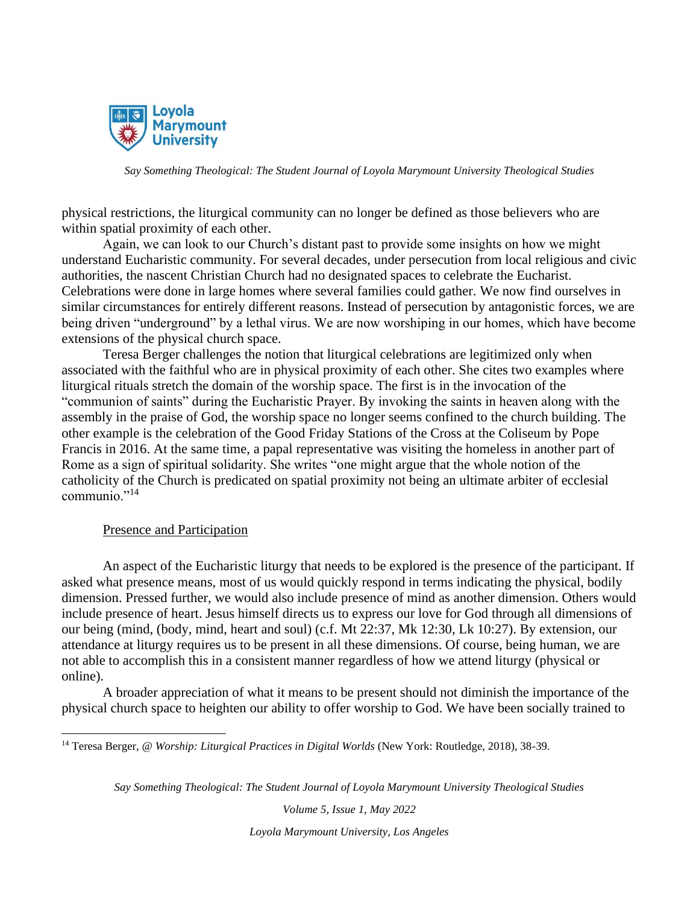physical restrictions, the liturgical community can no longer be defined as those believers who are within spatial proximity of each other.

Again, we can look to our Church's distant past to provide some insights on how we might understand Eucharistic community. For several decades, under persecution from local religious and civic authorities, the nascent Christian Church had no designated spaces to celebrate the Eucharist. Celebrations were done in large homes where several families could gather. We now find ourselves in similar circumstances for entirely different reasons. Instead of persecution by antagonistic forces, we are being driven "underground" by a lethal virus. We are now worshiping in our homes, which have become extensions of the physical church space.

Teresa Berger challenges the notion that liturgical celebrations are legitimized only when associated with the faithful who are in physical proximity of each other. She cites two examples where liturgical rituals stretch the domain of the worship space. The first is in the invocation of the "communion of saints" during the Eucharistic Prayer. By invoking the saints in heaven along with the assembly in the praise of God, the worship space no longer seems confined to the church building. The other example is the celebration of the Good Friday Stations of the Cross at the Coliseum by Pope Francis in 2016. At the same time, a papal representative was visiting the homeless in another part of Rome as a sign of spiritual solidarity. She writes "one might argue that the whole notion of the catholicity of the Church is predicated on spatial proximity not being an ultimate arbiter of ecclesial communio."[14]

## Presence and Participation

An aspect of the Eucharistic liturgy that needs to be explored is the presence of the participant. If asked what presence means, most of us would quickly respond in terms indicating the physical, bodily dimension. Pressed further, we would also include presence of mind as another dimension. Others would include presence of heart. Jesus himself directs us to express our love for God through all dimensions of our being (mind, (body, mind, heart and soul) (c.f. Mt 22:37, Mk 12:30, Lk 10:27). By extension, our attendance at liturgy requires us to be present in all these dimensions. Of course, being human, we are not able to accomplish this in a consistent manner regardless of how we attend liturgy (physical or online).

A broader appreciation of what it means to be present should not diminish the importance of the physical church space to heighten our ability to offer worship to God. We have been socially trained to

---

[14] Teresa Berger, *@ Worship: Liturgical Practices in Digital Worlds* (New York: Routledge, 2018), 38-39.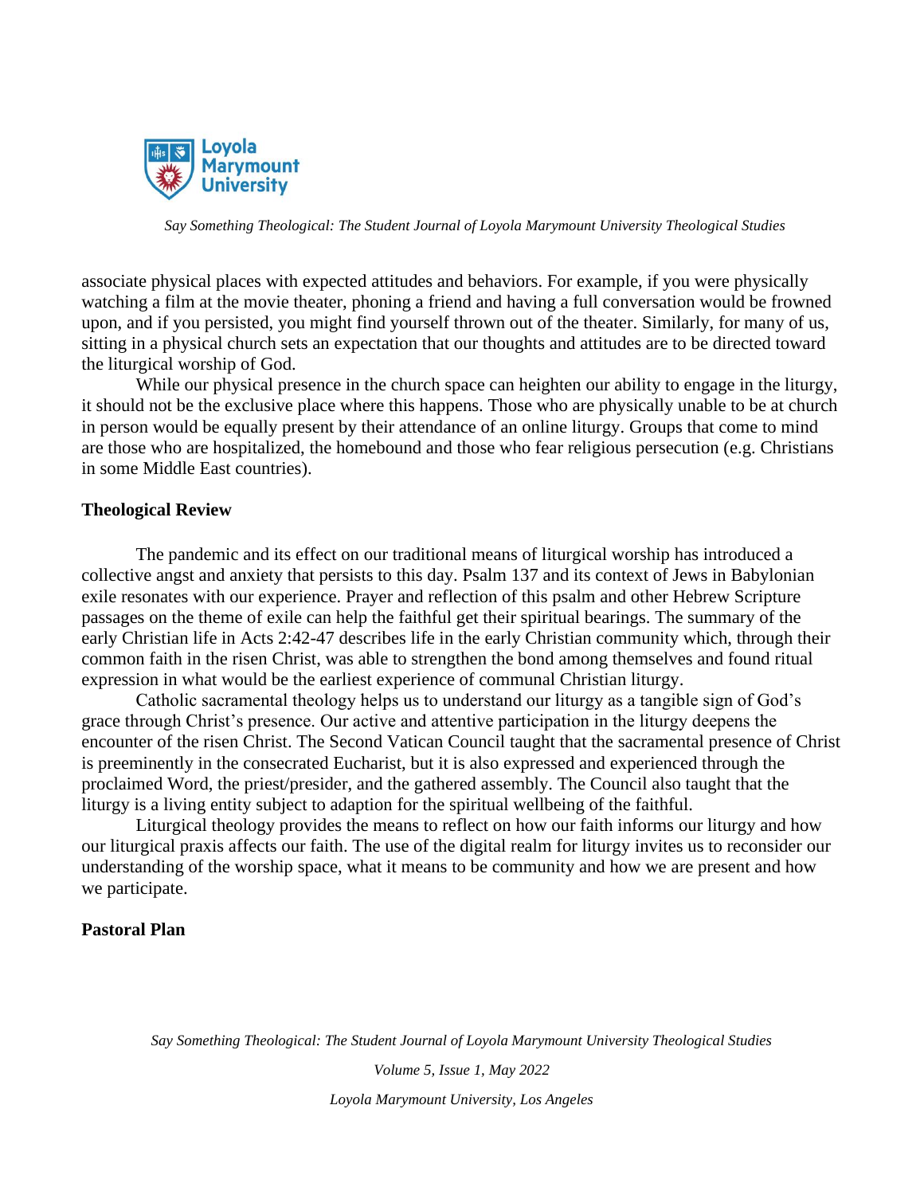associate physical places with expected attitudes and behaviors. For example, if you were physically watching a film at the movie theater, phoning a friend and having a full conversation would be frowned upon, and if you persisted, you might find yourself thrown out of the theater. Similarly, for many of us, sitting in a physical church sets an expectation that our thoughts and attitudes are to be directed toward the liturgical worship of God.

While our physical presence in the church space can heighten our ability to engage in the liturgy, it should not be the exclusive place where this happens. Those who are physically unable to be at church in person would be equally present by their attendance of an online liturgy. Groups that come to mind are those who are hospitalized, the homebound and those who fear religious persecution (e.g. Christians in some Middle East countries).

**Theological Review**

The pandemic and its effect on our traditional means of liturgical worship has introduced a collective angst and anxiety that persists to this day. Psalm 137 and its context of Jews in Babylonian exile resonates with our experience. Prayer and reflection of this psalm and other Hebrew Scripture passages on the theme of exile can help the faithful get their spiritual bearings. The summary of the early Christian life in Acts 2:42-47 describes life in the early Christian community which, through their common faith in the risen Christ, was able to strengthen the bond among themselves and found ritual expression in what would be the earliest experience of communal Christian liturgy.

Catholic sacramental theology helps us to understand our liturgy as a tangible sign of God's grace through Christ's presence. Our active and attentive participation in the liturgy deepens the encounter of the risen Christ. The Second Vatican Council taught that the sacramental presence of Christ is preeminently in the consecrated Eucharist, but it is also expressed and experienced through the proclaimed Word, the priest/presider, and the gathered assembly. The Council also taught that the liturgy is a living entity subject to adaption for the spiritual wellbeing of the faithful.

Liturgical theology provides the means to reflect on how our faith informs our liturgy and how our liturgical praxis affects our faith. The use of the digital realm for liturgy invites us to reconsider our understanding of the worship space, what it means to be community and how we are present and how we participate.

**Pastoral Plan**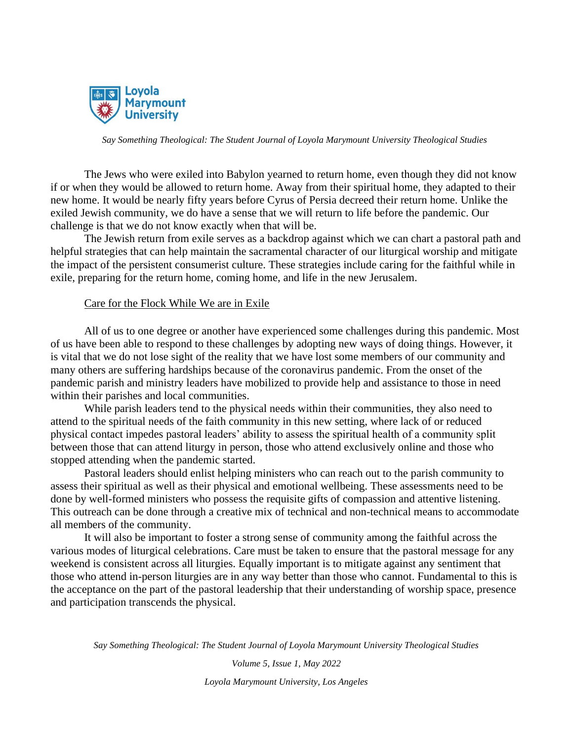The Jews who were exiled into Babylon yearned to return home, even though they did not know if or when they would be allowed to return home. Away from their spiritual home, they adapted to their new home. It would be nearly fifty years before Cyrus of Persia decreed their return home. Unlike the exiled Jewish community, we do have a sense that we will return to life before the pandemic. Our challenge is that we do not know exactly when that will be.

The Jewish return from exile serves as a backdrop against which we can chart a pastoral path and helpful strategies that can help maintain the sacramental character of our liturgical worship and mitigate the impact of the persistent consumerist culture. These strategies include caring for the faithful while in exile, preparing for the return home, coming home, and life in the new Jerusalem.

<u>Care for the Flock While We are in Exile</u>

All of us to one degree or another have experienced some challenges during this pandemic. Most of us have been able to respond to these challenges by adopting new ways of doing things. However, it is vital that we do not lose sight of the reality that we have lost some members of our community and many others are suffering hardships because of the coronavirus pandemic. From the onset of the pandemic parish and ministry leaders have mobilized to provide help and assistance to those in need within their parishes and local communities.

While parish leaders tend to the physical needs within their communities, they also need to attend to the spiritual needs of the faith community in this new setting, where lack of or reduced physical contact impedes pastoral leaders' ability to assess the spiritual health of a community split between those that can attend liturgy in person, those who attend exclusively online and those who stopped attending when the pandemic started.

Pastoral leaders should enlist helping ministers who can reach out to the parish community to assess their spiritual as well as their physical and emotional wellbeing. These assessments need to be done by well-formed ministers who possess the requisite gifts of compassion and attentive listening. This outreach can be done through a creative mix of technical and non-technical means to accommodate all members of the community.

It will also be important to foster a strong sense of community among the faithful across the various modes of liturgical celebrations. Care must be taken to ensure that the pastoral message for any weekend is consistent across all liturgies. Equally important is to mitigate against any sentiment that those who attend in-person liturgies are in any way better than those who cannot. Fundamental to this is the acceptance on the part of the pastoral leadership that their understanding of worship space, presence and participation transcends the physical.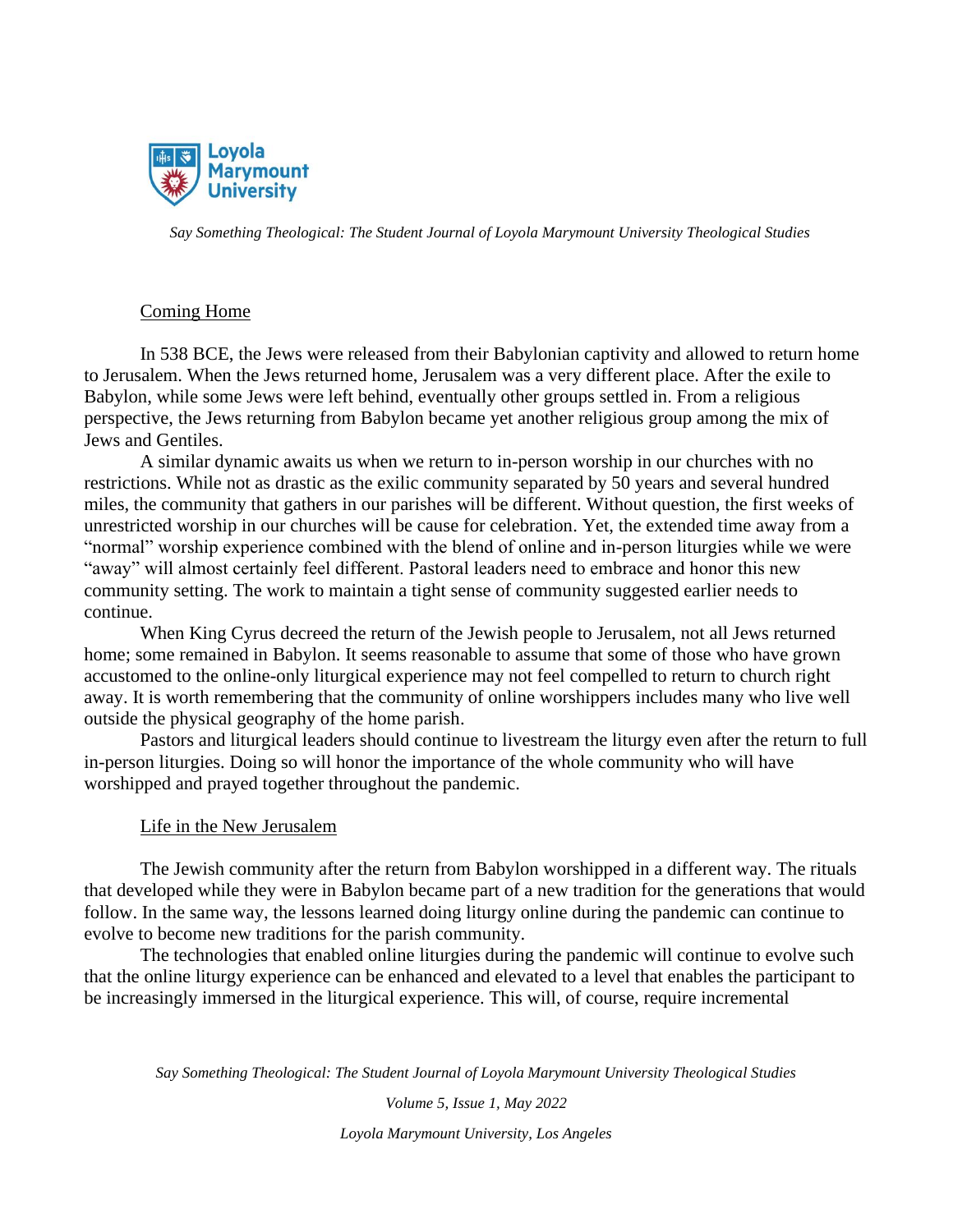## Coming Home

In 538 BCE, the Jews were released from their Babylonian captivity and allowed to return home to Jerusalem. When the Jews returned home, Jerusalem was a very different place. After the exile to Babylon, while some Jews were left behind, eventually other groups settled in. From a religious perspective, the Jews returning from Babylon became yet another religious group among the mix of Jews and Gentiles.

A similar dynamic awaits us when we return to in-person worship in our churches with no restrictions. While not as drastic as the exilic community separated by 50 years and several hundred miles, the community that gathers in our parishes will be different. Without question, the first weeks of unrestricted worship in our churches will be cause for celebration. Yet, the extended time away from a "normal" worship experience combined with the blend of online and in-person liturgies while we were "away" will almost certainly feel different. Pastoral leaders need to embrace and honor this new community setting. The work to maintain a tight sense of community suggested earlier needs to continue.

When King Cyrus decreed the return of the Jewish people to Jerusalem, not all Jews returned home; some remained in Babylon. It seems reasonable to assume that some of those who have grown accustomed to the online-only liturgical experience may not feel compelled to return to church right away. It is worth remembering that the community of online worshippers includes many who live well outside the physical geography of the home parish.

Pastors and liturgical leaders should continue to livestream the liturgy even after the return to full in-person liturgies. Doing so will honor the importance of the whole community who will have worshipped and prayed together throughout the pandemic.

## Life in the New Jerusalem

The Jewish community after the return from Babylon worshipped in a different way. The rituals that developed while they were in Babylon became part of a new tradition for the generations that would follow. In the same way, the lessons learned doing liturgy online during the pandemic can continue to evolve to become new traditions for the parish community.

The technologies that enabled online liturgies during the pandemic will continue to evolve such that the online liturgy experience can be enhanced and elevated to a level that enables the participant to be increasingly immersed in the liturgical experience. This will, of course, require incremental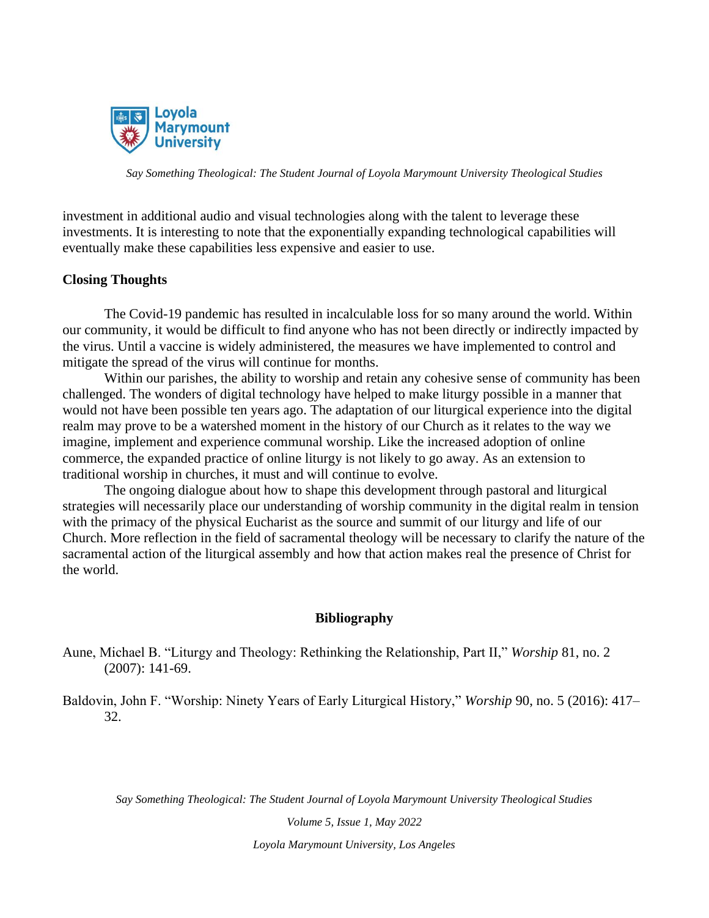investment in additional audio and visual technologies along with the talent to leverage these investments. It is interesting to note that the exponentially expanding technological capabilities will eventually make these capabilities less expensive and easier to use.

**Closing Thoughts**

The Covid-19 pandemic has resulted in incalculable loss for so many around the world. Within our community, it would be difficult to find anyone who has not been directly or indirectly impacted by the virus. Until a vaccine is widely administered, the measures we have implemented to control and mitigate the spread of the virus will continue for months.

Within our parishes, the ability to worship and retain any cohesive sense of community has been challenged. The wonders of digital technology have helped to make liturgy possible in a manner that would not have been possible ten years ago. The adaptation of our liturgical experience into the digital realm may prove to be a watershed moment in the history of our Church as it relates to the way we imagine, implement and experience communal worship. Like the increased adoption of online commerce, the expanded practice of online liturgy is not likely to go away. As an extension to traditional worship in churches, it must and will continue to evolve.

The ongoing dialogue about how to shape this development through pastoral and liturgical strategies will necessarily place our understanding of worship community in the digital realm in tension with the primacy of the physical Eucharist as the source and summit of our liturgy and life of our Church. More reflection in the field of sacramental theology will be necessary to clarify the nature of the sacramental action of the liturgical assembly and how that action makes real the presence of Christ for the world.

## Bibliography

Aune, Michael B. "Liturgy and Theology: Rethinking the Relationship, Part II," *Worship* 81, no. 2 (2007): 141-69.

Baldovin, John F. "Worship: Ninety Years of Early Liturgical History," *Worship* 90, no. 5 (2016): 417–32.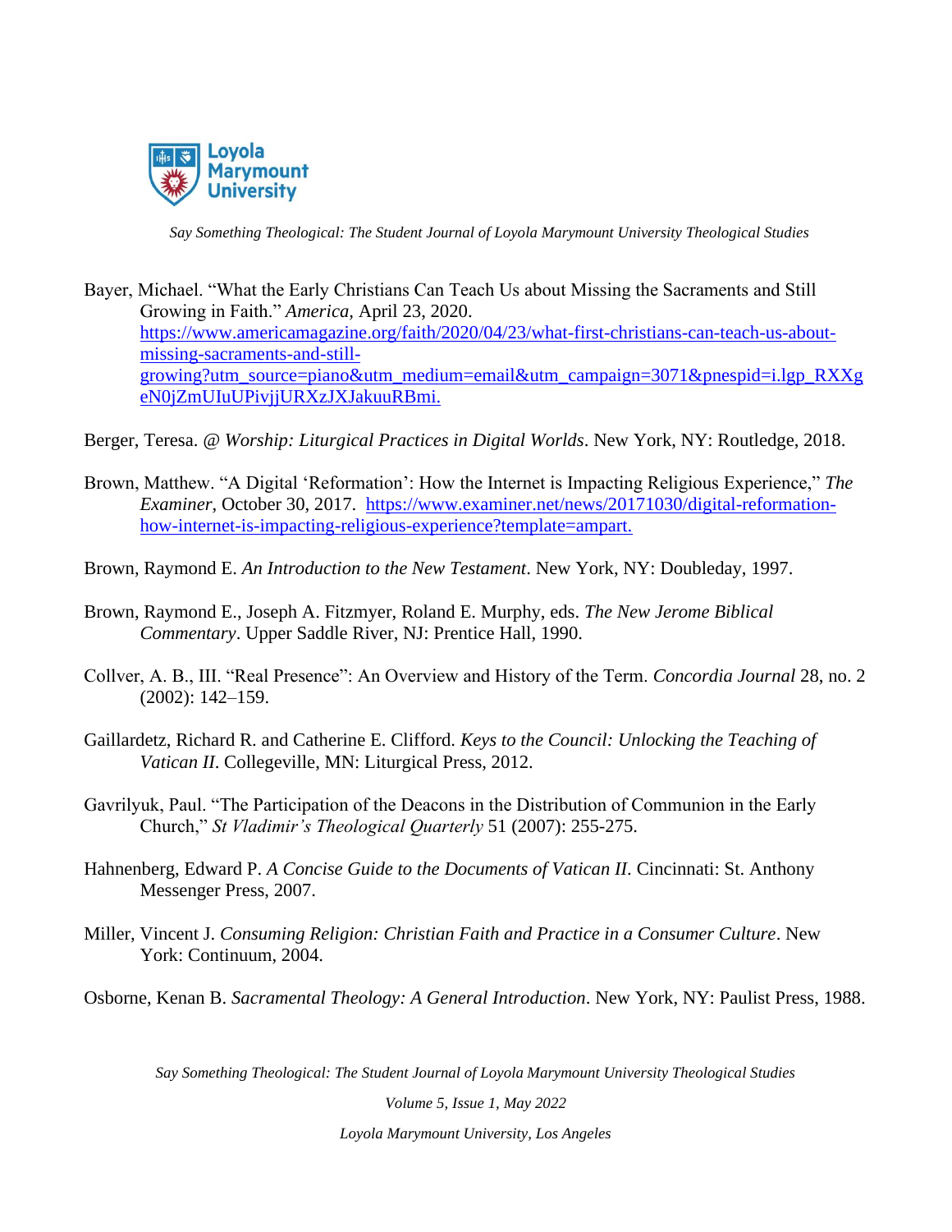Bayer, Michael. "What the Early Christians Can Teach Us about Missing the Sacraments and Still Growing in Faith." *America,* April 23, 2020. https://www.americamagazine.org/faith/2020/04/23/what-first-christians-can-teach-us-about-missing-sacraments-and-still-growing?utm_source=piano&utm_medium=email&utm_campaign=3071&pnespid=i.lgp_RXXgeN0jZmUIuUPivjjURXzJXJakuuRBmi.

Berger, Teresa. *@ Worship: Liturgical Practices in Digital Worlds*. New York, NY: Routledge, 2018.

Brown, Matthew. "A Digital 'Reformation': How the Internet is Impacting Religious Experience," *The Examiner*, October 30, 2017. https://www.examiner.net/news/20171030/digital-reformation-how-internet-is-impacting-religious-experience?template=ampart.

Brown, Raymond E. *An Introduction to the New Testament*. New York, NY: Doubleday, 1997.

Brown, Raymond E., Joseph A. Fitzmyer, Roland E. Murphy, eds. *The New Jerome Biblical Commentary*. Upper Saddle River, NJ: Prentice Hall, 1990.

Collver, A. B., III. "Real Presence": An Overview and History of the Term. *Concordia Journal* 28, no. 2 (2002): 142–159.

Gaillardetz, Richard R. and Catherine E. Clifford. *Keys to the Council: Unlocking the Teaching of Vatican II*. Collegeville, MN: Liturgical Press, 2012.

Gavrilyuk, Paul. "The Participation of the Deacons in the Distribution of Communion in the Early Church," *St Vladimir's Theological Quarterly* 51 (2007): 255-275.

Hahnenberg, Edward P. *A Concise Guide to the Documents of Vatican II*. Cincinnati: St. Anthony Messenger Press, 2007.

Miller, Vincent J. *Consuming Religion: Christian Faith and Practice in a Consumer Culture*. New York: Continuum, 2004.

Osborne, Kenan B. *Sacramental Theology: A General Introduction*. New York, NY: Paulist Press, 1988.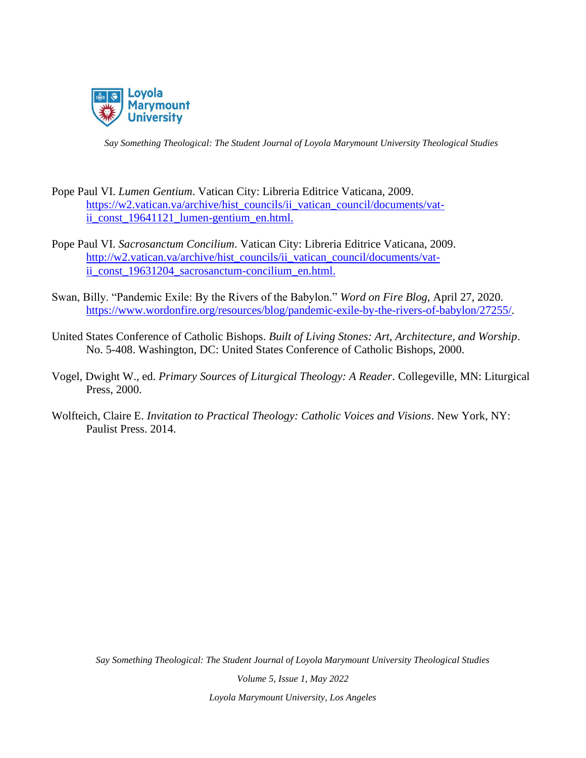Pope Paul VI. *Lumen Gentium*. Vatican City: Libreria Editrice Vaticana, 2009. https://w2.vatican.va/archive/hist_councils/ii_vatican_council/documents/vat-ii_const_19641121_lumen-gentium_en.html.

Pope Paul VI. *Sacrosanctum Concilium*. Vatican City: Libreria Editrice Vaticana, 2009. http://w2.vatican.va/archive/hist_councils/ii_vatican_council/documents/vat-ii_const_19631204_sacrosanctum-concilium_en.html.

Swan, Billy. "Pandemic Exile: By the Rivers of the Babylon." *Word on Fire Blog*, April 27, 2020. https://www.wordonfire.org/resources/blog/pandemic-exile-by-the-rivers-of-babylon/27255/.

United States Conference of Catholic Bishops. *Built of Living Stones: Art, Architecture, and Worship*. No. 5-408. Washington, DC: United States Conference of Catholic Bishops, 2000.

Vogel, Dwight W., ed. *Primary Sources of Liturgical Theology: A Reader*. Collegeville, MN: Liturgical Press, 2000.

Wolfteich, Claire E. *Invitation to Practical Theology: Catholic Voices and Visions*. New York, NY: Paulist Press. 2014.